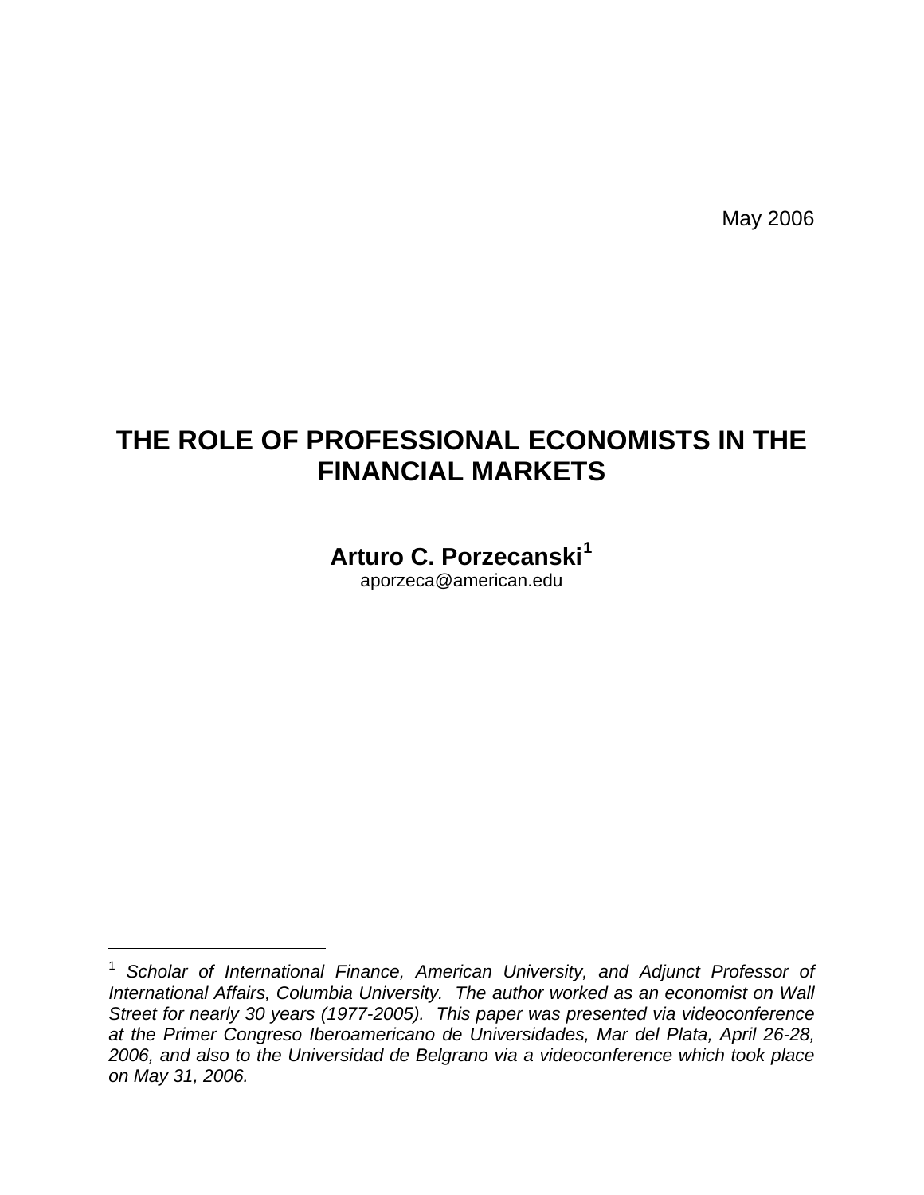May 2006

# THE ROLE OF PROFESSIONAL ECONOMISTS IN THE FINANCIAL MARKETS

**Arturo C. Porzecanski**[1]

aporzeca@american.edu

---

[1] *Scholar of International Finance, American University, and Adjunct Professor of International Affairs, Columbia University. The author worked as an economist on Wall Street for nearly 30 years (1977-2005). This paper was presented via videoconference at the Primer Congreso Iberoamericano de Universidades, Mar del Plata, April 26-28, 2006, and also to the Universidad de Belgrano via a videoconference which took place on May 31, 2006.*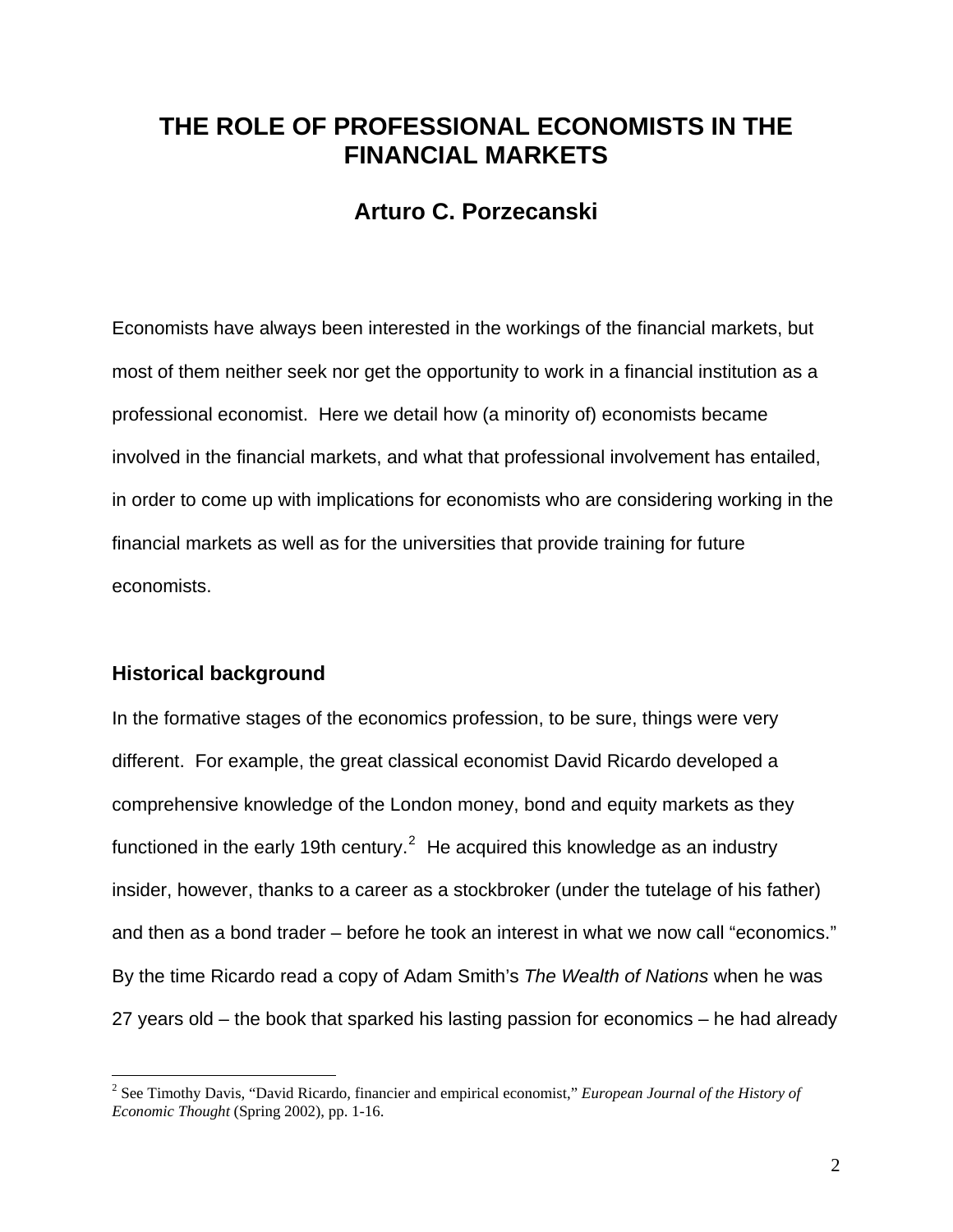# THE ROLE OF PROFESSIONAL ECONOMISTS IN THE FINANCIAL MARKETS

## Arturo C. Porzecanski

Economists have always been interested in the workings of the financial markets, but most of them neither seek nor get the opportunity to work in a financial institution as a professional economist. Here we detail how (a minority of) economists became involved in the financial markets, and what that professional involvement has entailed, in order to come up with implications for economists who are considering working in the financial markets as well as for the universities that provide training for future economists.

### Historical background

In the formative stages of the economics profession, to be sure, things were very different. For example, the great classical economist David Ricardo developed a comprehensive knowledge of the London money, bond and equity markets as they functioned in the early 19th century.[2] He acquired this knowledge as an industry insider, however, thanks to a career as a stockbroker (under the tutelage of his father) and then as a bond trader – before he took an interest in what we now call "economics." By the time Ricardo read a copy of Adam Smith's *The Wealth of Nations* when he was 27 years old – the book that sparked his lasting passion for economics – he had already

[2] See Timothy Davis, "David Ricardo, financier and empirical economist," *European Journal of the History of Economic Thought* (Spring 2002), pp. 1-16.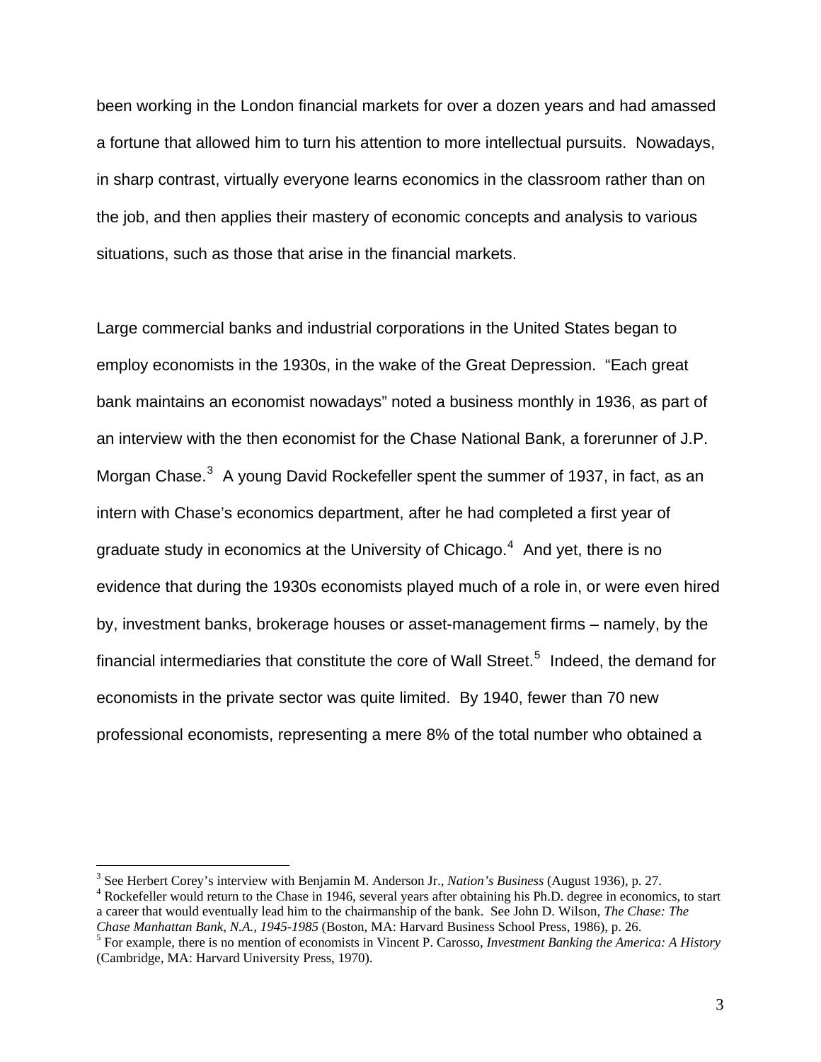been working in the London financial markets for over a dozen years and had amassed a fortune that allowed him to turn his attention to more intellectual pursuits. Nowadays, in sharp contrast, virtually everyone learns economics in the classroom rather than on the job, and then applies their mastery of economic concepts and analysis to various situations, such as those that arise in the financial markets.

Large commercial banks and industrial corporations in the United States began to employ economists in the 1930s, in the wake of the Great Depression. "Each great bank maintains an economist nowadays" noted a business monthly in 1936, as part of an interview with the then economist for the Chase National Bank, a forerunner of J.P. Morgan Chase.[3] A young David Rockefeller spent the summer of 1937, in fact, as an intern with Chase's economics department, after he had completed a first year of graduate study in economics at the University of Chicago.[4] And yet, there is no evidence that during the 1930s economists played much of a role in, or were even hired by, investment banks, brokerage houses or asset-management firms – namely, by the financial intermediaries that constitute the core of Wall Street.[5] Indeed, the demand for economists in the private sector was quite limited. By 1940, fewer than 70 new professional economists, representing a mere 8% of the total number who obtained a

---

[3] See Herbert Corey's interview with Benjamin M. Anderson Jr., *Nation's Business* (August 1936), p. 27.

[4] Rockefeller would return to the Chase in 1946, several years after obtaining his Ph.D. degree in economics, to start a career that would eventually lead him to the chairmanship of the bank. See John D. Wilson, *The Chase: The Chase Manhattan Bank, N.A., 1945-1985* (Boston, MA: Harvard Business School Press, 1986), p. 26.

[5] For example, there is no mention of economists in Vincent P. Carosso, *Investment Banking the America: A History* (Cambridge, MA: Harvard University Press, 1970).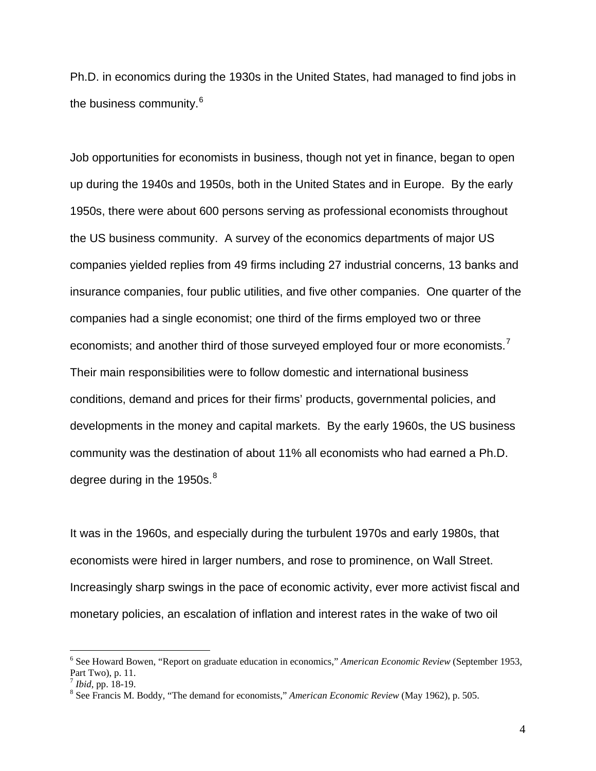Ph.D. in economics during the 1930s in the United States, had managed to find jobs in the business community.[6]

Job opportunities for economists in business, though not yet in finance, began to open up during the 1940s and 1950s, both in the United States and in Europe. By the early 1950s, there were about 600 persons serving as professional economists throughout the US business community. A survey of the economics departments of major US companies yielded replies from 49 firms including 27 industrial concerns, 13 banks and insurance companies, four public utilities, and five other companies. One quarter of the companies had a single economist; one third of the firms employed two or three economists; and another third of those surveyed employed four or more economists.[7] Their main responsibilities were to follow domestic and international business conditions, demand and prices for their firms' products, governmental policies, and developments in the money and capital markets. By the early 1960s, the US business community was the destination of about 11% all economists who had earned a Ph.D. degree during in the 1950s.[8]

It was in the 1960s, and especially during the turbulent 1970s and early 1980s, that economists were hired in larger numbers, and rose to prominence, on Wall Street. Increasingly sharp swings in the pace of economic activity, ever more activist fiscal and monetary policies, an escalation of inflation and interest rates in the wake of two oil

---

[6] See Howard Bowen, "Report on graduate education in economics," *American Economic Review* (September 1953, Part Two), p. 11.

[7] *Ibid*, pp. 18-19.

[8] See Francis M. Boddy, "The demand for economists," *American Economic Review* (May 1962), p. 505.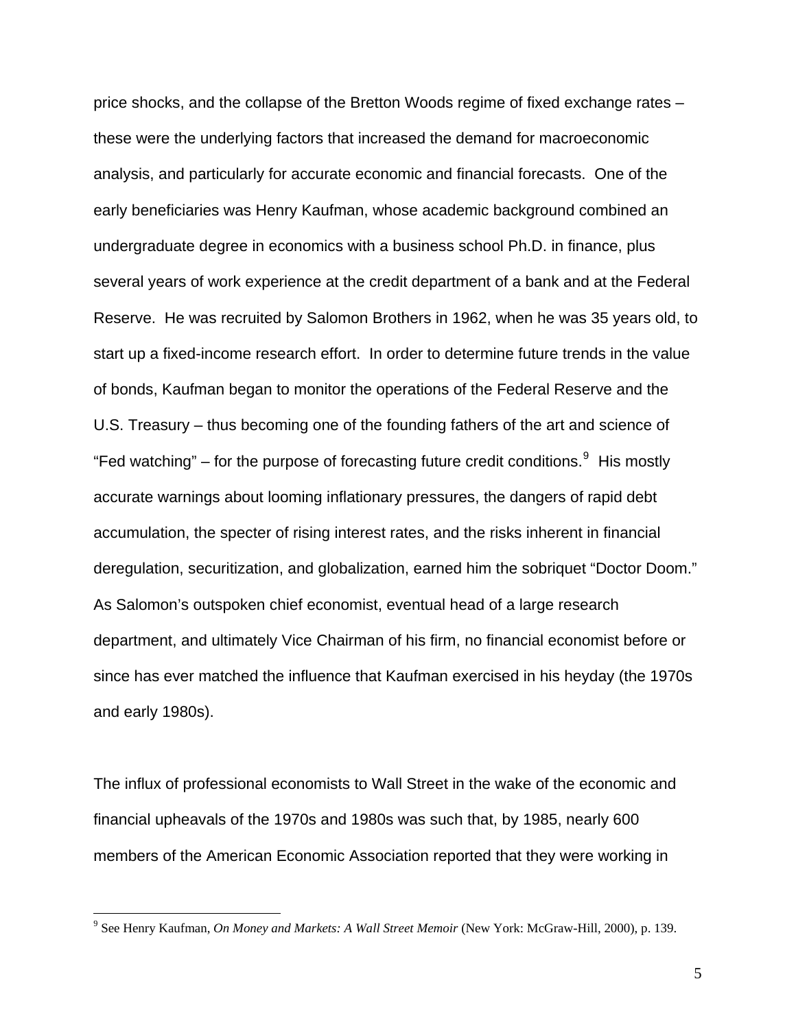price shocks, and the collapse of the Bretton Woods regime of fixed exchange rates – these were the underlying factors that increased the demand for macroeconomic analysis, and particularly for accurate economic and financial forecasts. One of the early beneficiaries was Henry Kaufman, whose academic background combined an undergraduate degree in economics with a business school Ph.D. in finance, plus several years of work experience at the credit department of a bank and at the Federal Reserve. He was recruited by Salomon Brothers in 1962, when he was 35 years old, to start up a fixed-income research effort. In order to determine future trends in the value of bonds, Kaufman began to monitor the operations of the Federal Reserve and the U.S. Treasury – thus becoming one of the founding fathers of the art and science of "Fed watching" – for the purpose of forecasting future credit conditions.[9] His mostly accurate warnings about looming inflationary pressures, the dangers of rapid debt accumulation, the specter of rising interest rates, and the risks inherent in financial deregulation, securitization, and globalization, earned him the sobriquet "Doctor Doom." As Salomon's outspoken chief economist, eventual head of a large research department, and ultimately Vice Chairman of his firm, no financial economist before or since has ever matched the influence that Kaufman exercised in his heyday (the 1970s and early 1980s).

The influx of professional economists to Wall Street in the wake of the economic and financial upheavals of the 1970s and 1980s was such that, by 1985, nearly 600 members of the American Economic Association reported that they were working in

[9] See Henry Kaufman, *On Money and Markets: A Wall Street Memoir* (New York: McGraw-Hill, 2000), p. 139.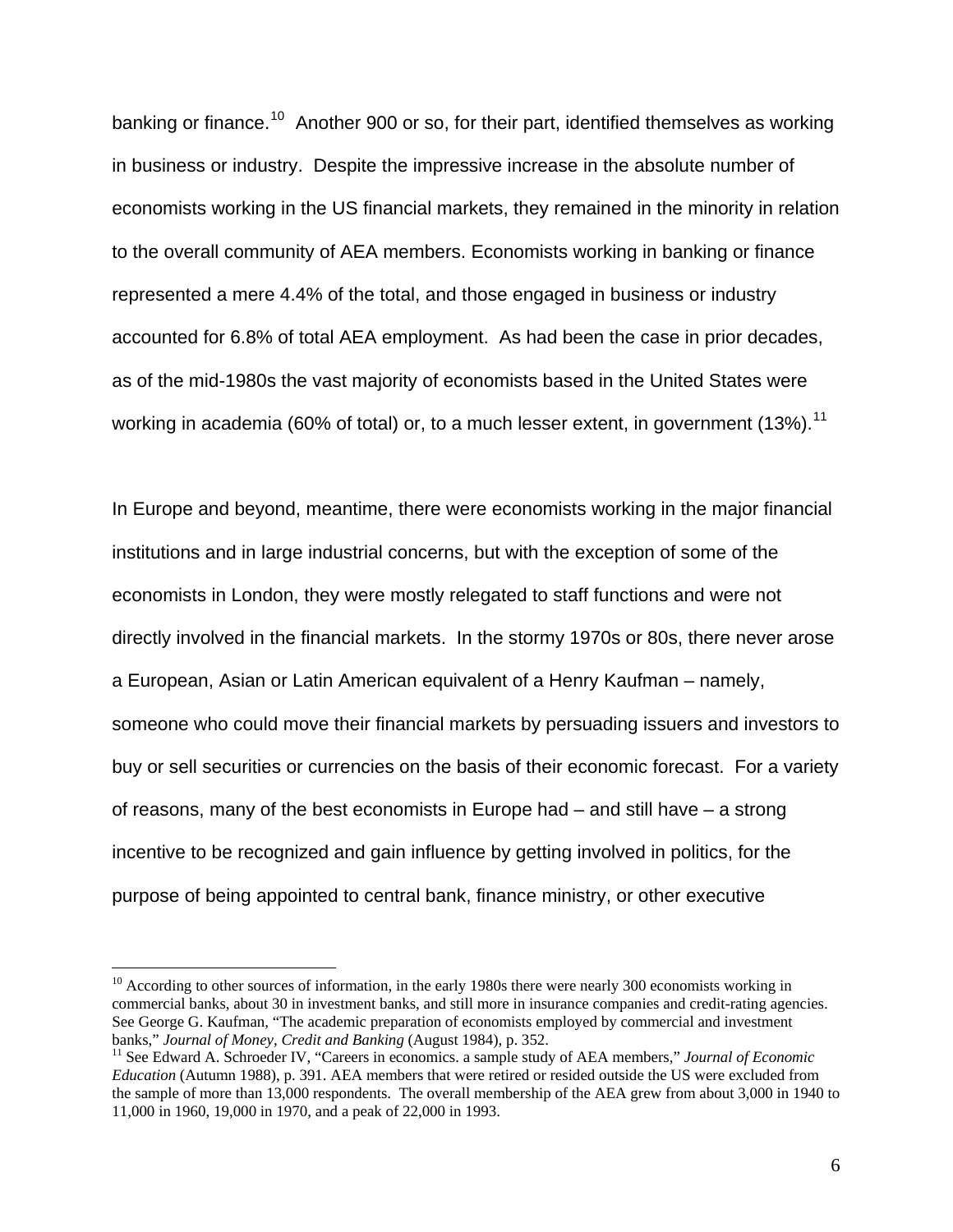banking or finance.[10] Another 900 or so, for their part, identified themselves as working in business or industry. Despite the impressive increase in the absolute number of economists working in the US financial markets, they remained in the minority in relation to the overall community of AEA members. Economists working in banking or finance represented a mere 4.4% of the total, and those engaged in business or industry accounted for 6.8% of total AEA employment. As had been the case in prior decades, as of the mid-1980s the vast majority of economists based in the United States were working in academia (60% of total) or, to a much lesser extent, in government (13%).[11]

In Europe and beyond, meantime, there were economists working in the major financial institutions and in large industrial concerns, but with the exception of some of the economists in London, they were mostly relegated to staff functions and were not directly involved in the financial markets. In the stormy 1970s or 80s, there never arose a European, Asian or Latin American equivalent of a Henry Kaufman – namely, someone who could move their financial markets by persuading issuers and investors to buy or sell securities or currencies on the basis of their economic forecast. For a variety of reasons, many of the best economists in Europe had – and still have – a strong incentive to be recognized and gain influence by getting involved in politics, for the purpose of being appointed to central bank, finance ministry, or other executive

---

[10] According to other sources of information, in the early 1980s there were nearly 300 economists working in commercial banks, about 30 in investment banks, and still more in insurance companies and credit-rating agencies. See George G. Kaufman, "The academic preparation of economists employed by commercial and investment banks," *Journal of Money, Credit and Banking* (August 1984), p. 352.

[11] See Edward A. Schroeder IV, "Careers in economics. a sample study of AEA members," *Journal of Economic Education* (Autumn 1988), p. 391. AEA members that were retired or resided outside the US were excluded from the sample of more than 13,000 respondents. The overall membership of the AEA grew from about 3,000 in 1940 to 11,000 in 1960, 19,000 in 1970, and a peak of 22,000 in 1993.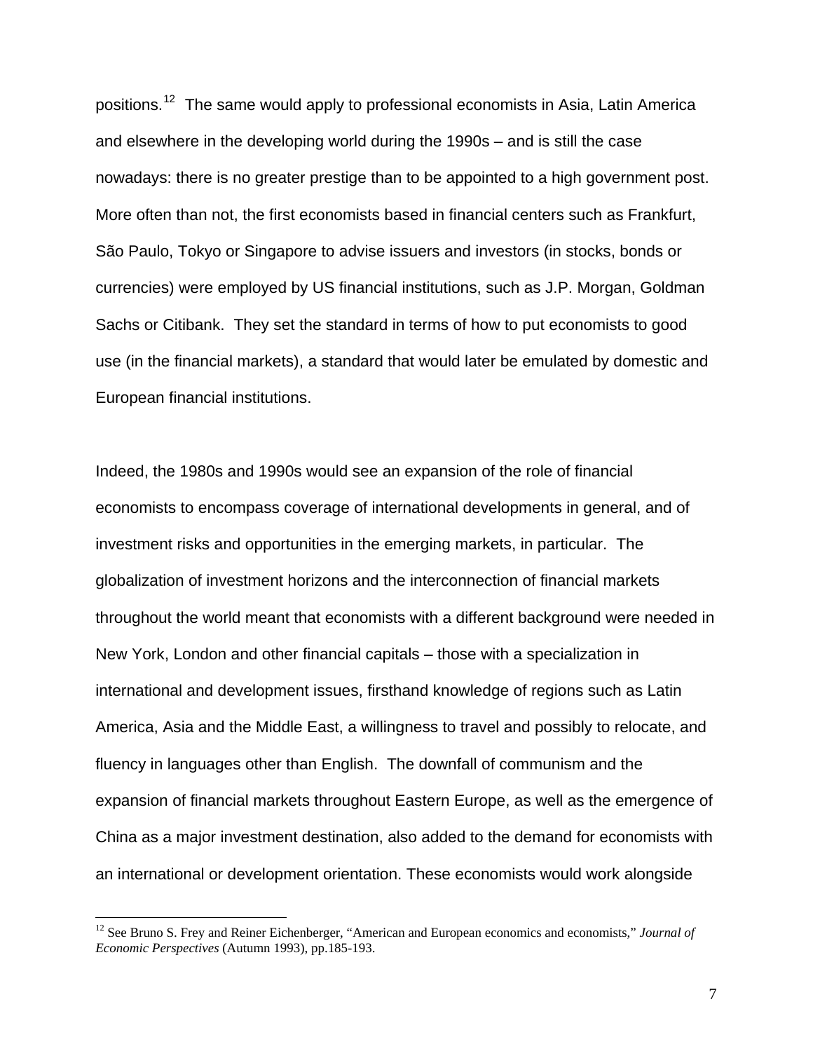positions.[12] The same would apply to professional economists in Asia, Latin America and elsewhere in the developing world during the 1990s – and is still the case nowadays: there is no greater prestige than to be appointed to a high government post. More often than not, the first economists based in financial centers such as Frankfurt, São Paulo, Tokyo or Singapore to advise issuers and investors (in stocks, bonds or currencies) were employed by US financial institutions, such as J.P. Morgan, Goldman Sachs or Citibank. They set the standard in terms of how to put economists to good use (in the financial markets), a standard that would later be emulated by domestic and European financial institutions.

Indeed, the 1980s and 1990s would see an expansion of the role of financial economists to encompass coverage of international developments in general, and of investment risks and opportunities in the emerging markets, in particular. The globalization of investment horizons and the interconnection of financial markets throughout the world meant that economists with a different background were needed in New York, London and other financial capitals – those with a specialization in international and development issues, firsthand knowledge of regions such as Latin America, Asia and the Middle East, a willingness to travel and possibly to relocate, and fluency in languages other than English. The downfall of communism and the expansion of financial markets throughout Eastern Europe, as well as the emergence of China as a major investment destination, also added to the demand for economists with an international or development orientation. These economists would work alongside

[12] See Bruno S. Frey and Reiner Eichenberger, "American and European economics and economists," *Journal of Economic Perspectives* (Autumn 1993), pp.185-193.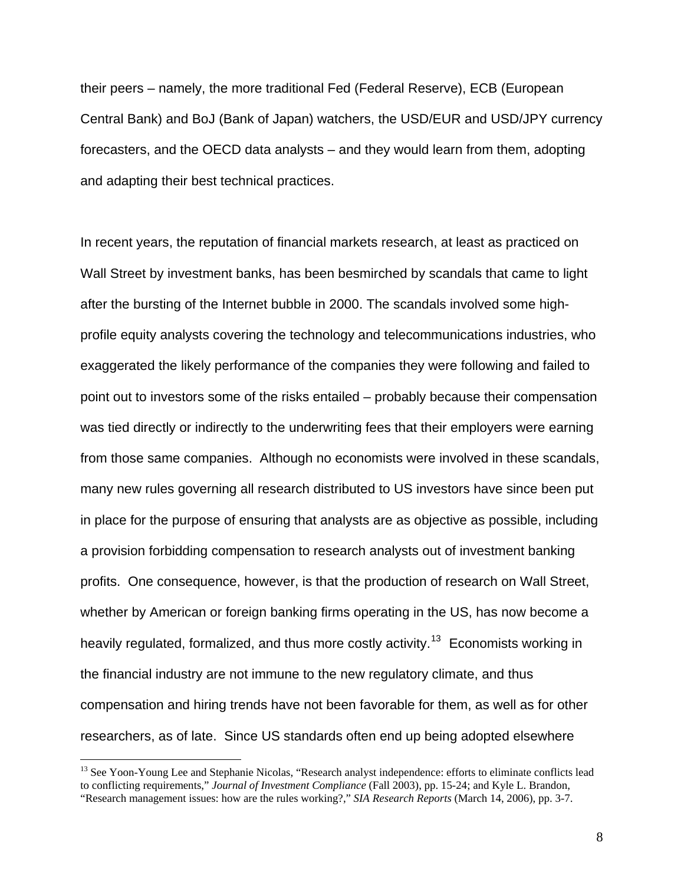their peers – namely, the more traditional Fed (Federal Reserve), ECB (European Central Bank) and BoJ (Bank of Japan) watchers, the USD/EUR and USD/JPY currency forecasters, and the OECD data analysts – and they would learn from them, adopting and adapting their best technical practices.

In recent years, the reputation of financial markets research, at least as practiced on Wall Street by investment banks, has been besmirched by scandals that came to light after the bursting of the Internet bubble in 2000. The scandals involved some high-profile equity analysts covering the technology and telecommunications industries, who exaggerated the likely performance of the companies they were following and failed to point out to investors some of the risks entailed – probably because their compensation was tied directly or indirectly to the underwriting fees that their employers were earning from those same companies. Although no economists were involved in these scandals, many new rules governing all research distributed to US investors have since been put in place for the purpose of ensuring that analysts are as objective as possible, including a provision forbidding compensation to research analysts out of investment banking profits. One consequence, however, is that the production of research on Wall Street, whether by American or foreign banking firms operating in the US, has now become a heavily regulated, formalized, and thus more costly activity.[13] Economists working in the financial industry are not immune to the new regulatory climate, and thus compensation and hiring trends have not been favorable for them, as well as for other researchers, as of late. Since US standards often end up being adopted elsewhere

[13] See Yoon-Young Lee and Stephanie Nicolas, "Research analyst independence: efforts to eliminate conflicts lead to conflicting requirements," *Journal of Investment Compliance* (Fall 2003), pp. 15-24; and Kyle L. Brandon, "Research management issues: how are the rules working?," *SIA Research Reports* (March 14, 2006), pp. 3-7.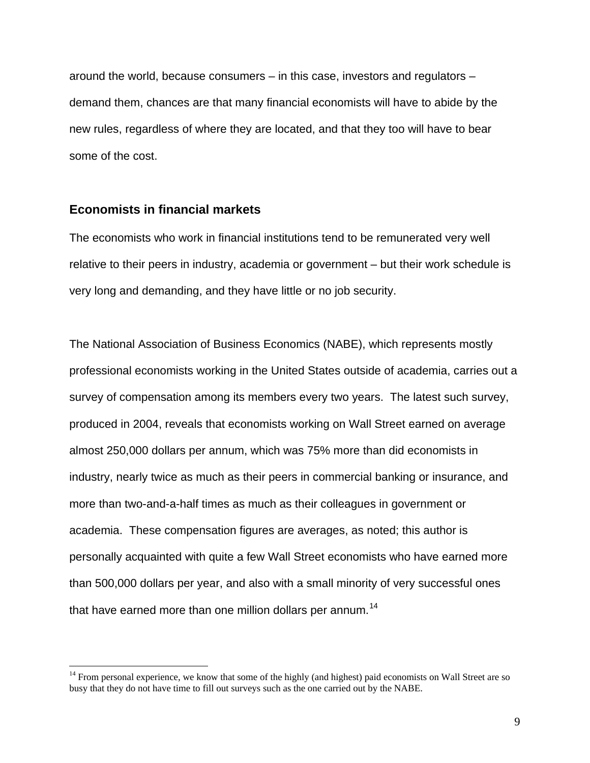around the world, because consumers – in this case, investors and regulators – demand them, chances are that many financial economists will have to abide by the new rules, regardless of where they are located, and that they too will have to bear some of the cost.

### Economists in financial markets

The economists who work in financial institutions tend to be remunerated very well relative to their peers in industry, academia or government – but their work schedule is very long and demanding, and they have little or no job security.

The National Association of Business Economics (NABE), which represents mostly professional economists working in the United States outside of academia, carries out a survey of compensation among its members every two years. The latest such survey, produced in 2004, reveals that economists working on Wall Street earned on average almost 250,000 dollars per annum, which was 75% more than did economists in industry, nearly twice as much as their peers in commercial banking or insurance, and more than two-and-a-half times as much as their colleagues in government or academia. These compensation figures are averages, as noted; this author is personally acquainted with quite a few Wall Street economists who have earned more than 500,000 dollars per year, and also with a small minority of very successful ones that have earned more than one million dollars per annum.[14]

[14] From personal experience, we know that some of the highly (and highest) paid economists on Wall Street are so busy that they do not have time to fill out surveys such as the one carried out by the NABE.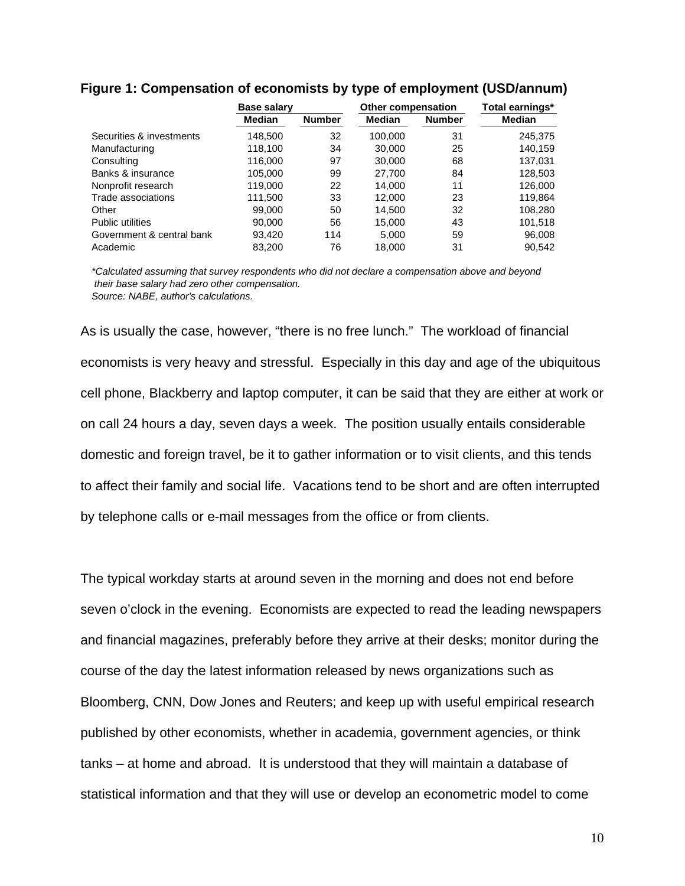**Figure 1: Compensation of economists by type of employment (USD/annum)**

| | Base salary | | Other compensation | | Total earnings* |
|---|---|---|---|---|---|
| | Median | Number | Median | Number | Median |
| Securities & investments | 148,500 | 32 | 100,000 | 31 | 245,375 |
| Manufacturing | 118,100 | 34 | 30,000 | 25 | 140,159 |
| Consulting | 116,000 | 97 | 30,000 | 68 | 137,031 |
| Banks & insurance | 105,000 | 99 | 27,700 | 84 | 128,503 |
| Nonprofit research | 119,000 | 22 | 14,000 | 11 | 126,000 |
| Trade associations | 111,500 | 33 | 12,000 | 23 | 119,864 |
| Other | 99,000 | 50 | 14,500 | 32 | 108,280 |
| Public utilities | 90,000 | 56 | 15,000 | 43 | 101,518 |
| Government & central bank | 93,420 | 114 | 5,000 | 59 | 96,008 |
| Academic | 83,200 | 76 | 18,000 | 31 | 90,542 |

*\*Calculated assuming that survey respondents who did not declare a compensation above and beyond their base salary had zero other compensation.*
*Source: NABE, author's calculations.*

As is usually the case, however, "there is no free lunch." The workload of financial economists is very heavy and stressful. Especially in this day and age of the ubiquitous cell phone, Blackberry and laptop computer, it can be said that they are either at work or on call 24 hours a day, seven days a week. The position usually entails considerable domestic and foreign travel, be it to gather information or to visit clients, and this tends to affect their family and social life. Vacations tend to be short and are often interrupted by telephone calls or e-mail messages from the office or from clients.

The typical workday starts at around seven in the morning and does not end before seven o'clock in the evening. Economists are expected to read the leading newspapers and financial magazines, preferably before they arrive at their desks; monitor during the course of the day the latest information released by news organizations such as Bloomberg, CNN, Dow Jones and Reuters; and keep up with useful empirical research published by other economists, whether in academia, government agencies, or think tanks – at home and abroad. It is understood that they will maintain a database of statistical information and that they will use or develop an econometric model to come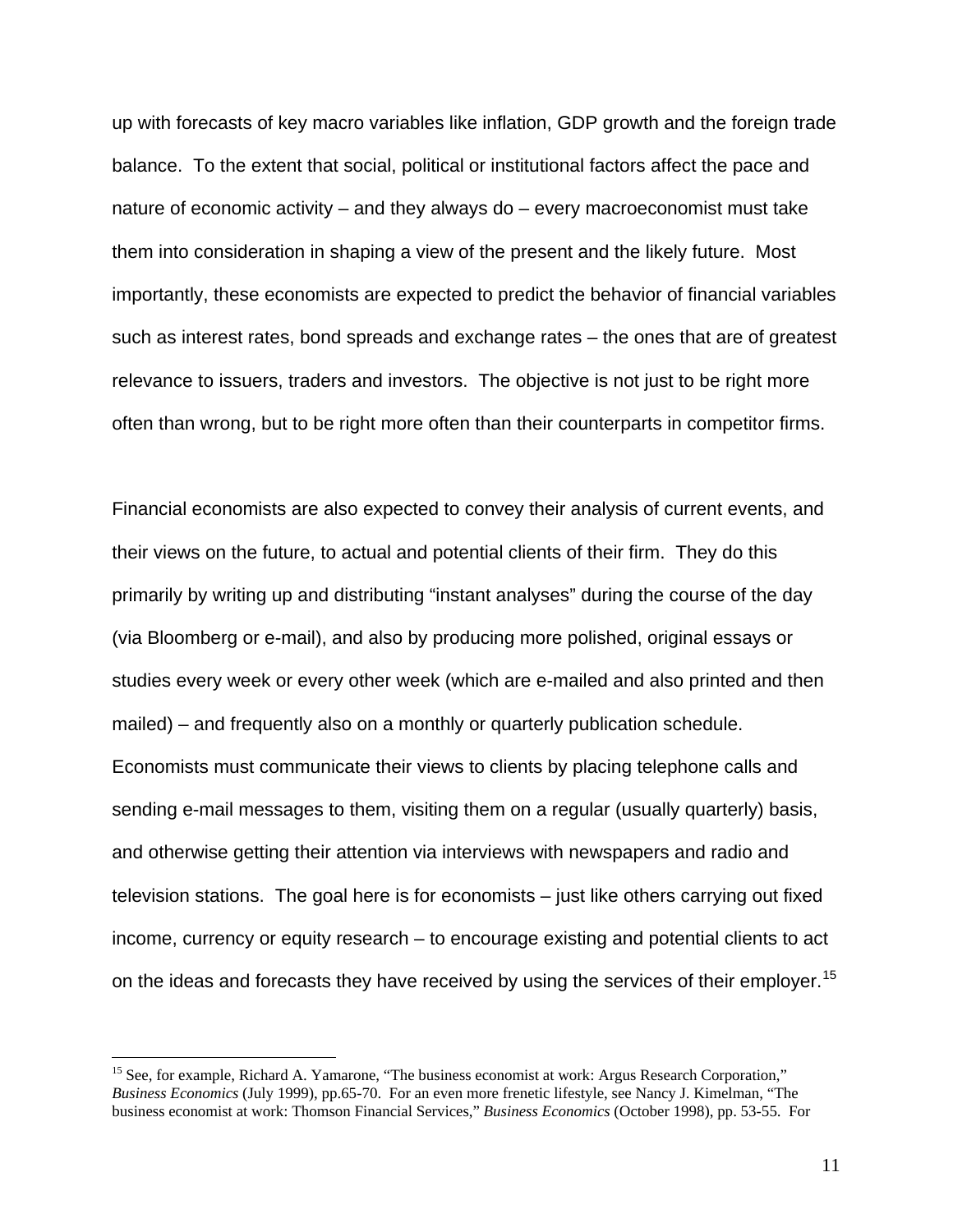up with forecasts of key macro variables like inflation, GDP growth and the foreign trade balance. To the extent that social, political or institutional factors affect the pace and nature of economic activity – and they always do – every macroeconomist must take them into consideration in shaping a view of the present and the likely future. Most importantly, these economists are expected to predict the behavior of financial variables such as interest rates, bond spreads and exchange rates – the ones that are of greatest relevance to issuers, traders and investors. The objective is not just to be right more often than wrong, but to be right more often than their counterparts in competitor firms.

Financial economists are also expected to convey their analysis of current events, and their views on the future, to actual and potential clients of their firm. They do this primarily by writing up and distributing "instant analyses" during the course of the day (via Bloomberg or e-mail), and also by producing more polished, original essays or studies every week or every other week (which are e-mailed and also printed and then mailed) – and frequently also on a monthly or quarterly publication schedule. Economists must communicate their views to clients by placing telephone calls and sending e-mail messages to them, visiting them on a regular (usually quarterly) basis, and otherwise getting their attention via interviews with newspapers and radio and television stations. The goal here is for economists – just like others carrying out fixed income, currency or equity research – to encourage existing and potential clients to act on the ideas and forecasts they have received by using the services of their employer.[15]

---

[15] See, for example, Richard A. Yamarone, "The business economist at work: Argus Research Corporation," *Business Economics* (July 1999), pp.65-70. For an even more frenetic lifestyle, see Nancy J. Kimelman, "The business economist at work: Thomson Financial Services," *Business Economics* (October 1998), pp. 53-55. For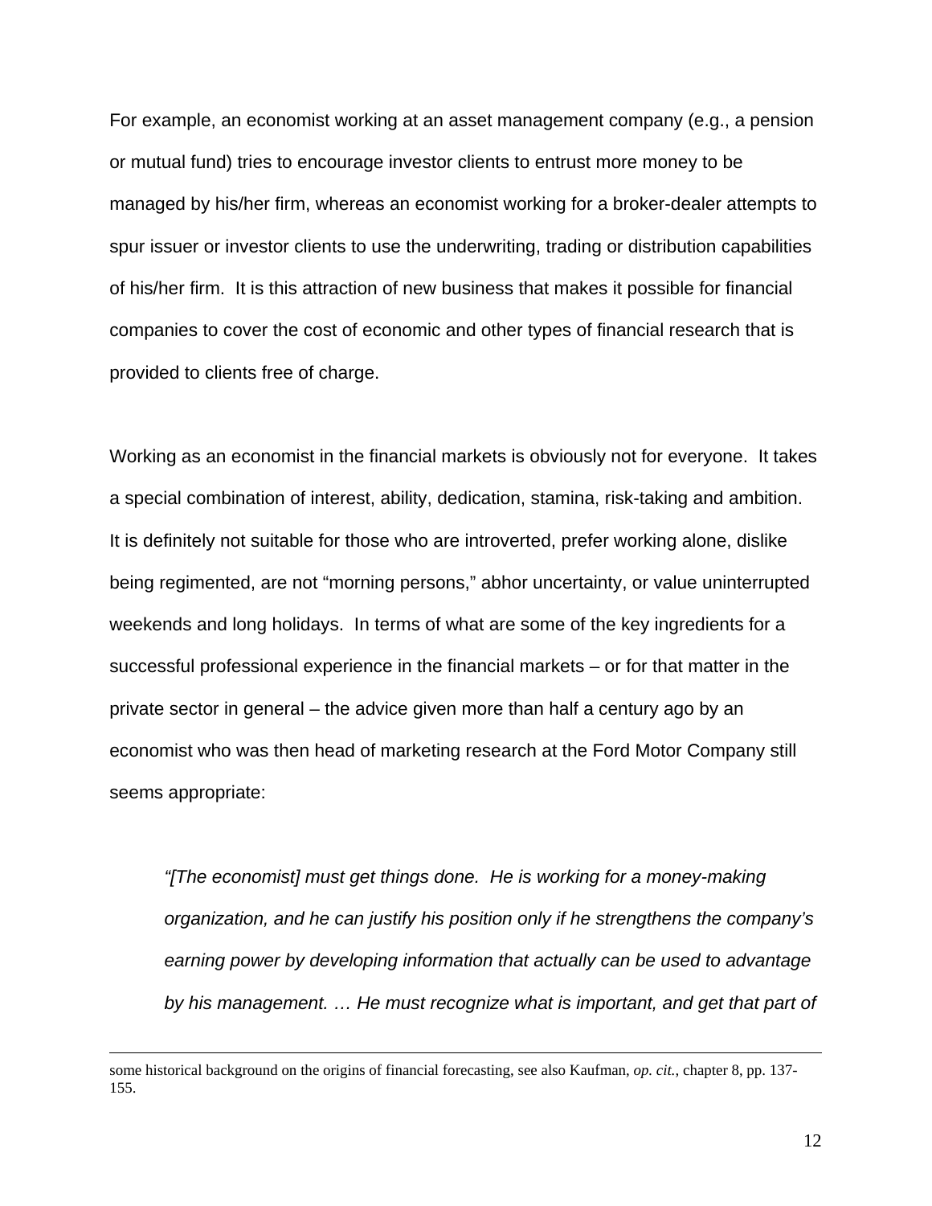For example, an economist working at an asset management company (e.g., a pension or mutual fund) tries to encourage investor clients to entrust more money to be managed by his/her firm, whereas an economist working for a broker-dealer attempts to spur issuer or investor clients to use the underwriting, trading or distribution capabilities of his/her firm. It is this attraction of new business that makes it possible for financial companies to cover the cost of economic and other types of financial research that is provided to clients free of charge.

Working as an economist in the financial markets is obviously not for everyone. It takes a special combination of interest, ability, dedication, stamina, risk-taking and ambition. It is definitely not suitable for those who are introverted, prefer working alone, dislike being regimented, are not "morning persons," abhor uncertainty, or value uninterrupted weekends and long holidays. In terms of what are some of the key ingredients for a successful professional experience in the financial markets – or for that matter in the private sector in general – the advice given more than half a century ago by an economist who was then head of marketing research at the Ford Motor Company still seems appropriate:

> *"[The economist] must get things done. He is working for a money-making organization, and he can justify his position only if he strengthens the company's earning power by developing information that actually can be used to advantage by his management. … He must recognize what is important, and get that part of*

---

some historical background on the origins of financial forecasting, see also Kaufman, *op. cit.*, chapter 8, pp. 137-155.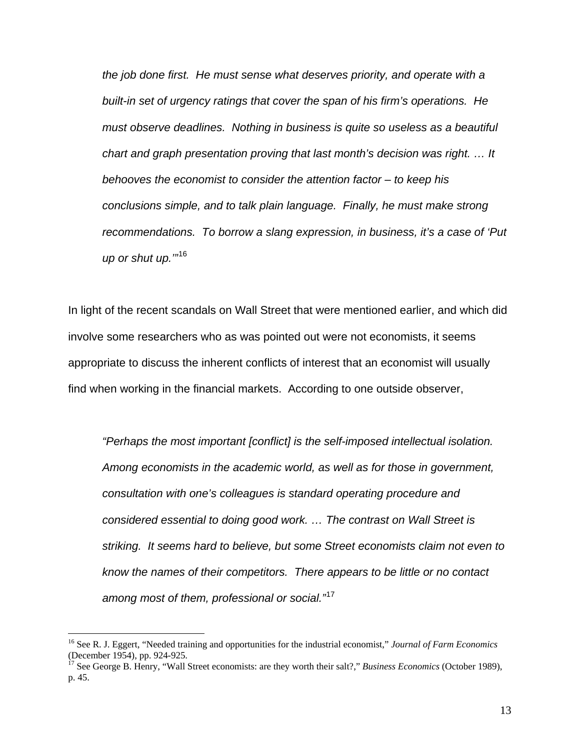> *the job done first. He must sense what deserves priority, and operate with a built-in set of urgency ratings that cover the span of his firm's operations. He must observe deadlines. Nothing in business is quite so useless as a beautiful chart and graph presentation proving that last month's decision was right. … It behooves the economist to consider the attention factor – to keep his conclusions simple, and to talk plain language. Finally, he must make strong recommendations. To borrow a slang expression, in business, it's a case of 'Put up or shut up.'"*[16]

In light of the recent scandals on Wall Street that were mentioned earlier, and which did involve some researchers who as was pointed out were not economists, it seems appropriate to discuss the inherent conflicts of interest that an economist will usually find when working in the financial markets. According to one outside observer,

> *"Perhaps the most important [conflict] is the self-imposed intellectual isolation. Among economists in the academic world, as well as for those in government, consultation with one's colleagues is standard operating procedure and considered essential to doing good work. … The contrast on Wall Street is striking. It seems hard to believe, but some Street economists claim not even to know the names of their competitors. There appears to be little or no contact among most of them, professional or social."*[17]

---

[16] See R. J. Eggert, "Needed training and opportunities for the industrial economist," *Journal of Farm Economics* (December 1954), pp. 924-925.

[17] See George B. Henry, "Wall Street economists: are they worth their salt?," *Business Economics* (October 1989), p. 45.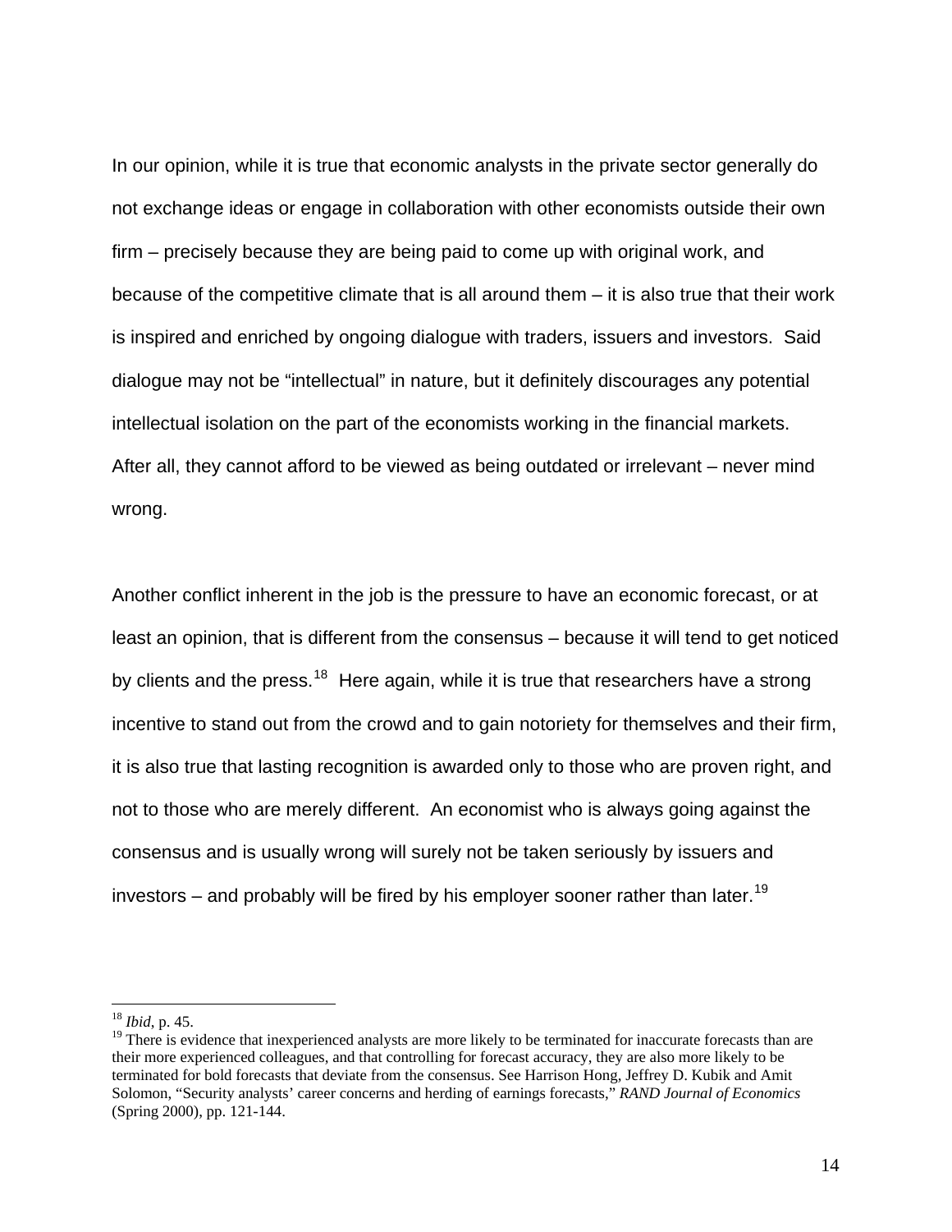In our opinion, while it is true that economic analysts in the private sector generally do not exchange ideas or engage in collaboration with other economists outside their own firm – precisely because they are being paid to come up with original work, and because of the competitive climate that is all around them – it is also true that their work is inspired and enriched by ongoing dialogue with traders, issuers and investors. Said dialogue may not be "intellectual" in nature, but it definitely discourages any potential intellectual isolation on the part of the economists working in the financial markets. After all, they cannot afford to be viewed as being outdated or irrelevant – never mind wrong.

Another conflict inherent in the job is the pressure to have an economic forecast, or at least an opinion, that is different from the consensus – because it will tend to get noticed by clients and the press.[18] Here again, while it is true that researchers have a strong incentive to stand out from the crowd and to gain notoriety for themselves and their firm, it is also true that lasting recognition is awarded only to those who are proven right, and not to those who are merely different. An economist who is always going against the consensus and is usually wrong will surely not be taken seriously by issuers and investors – and probably will be fired by his employer sooner rather than later.[19]

---

[18] *Ibid*, p. 45.

[19] There is evidence that inexperienced analysts are more likely to be terminated for inaccurate forecasts than are their more experienced colleagues, and that controlling for forecast accuracy, they are also more likely to be terminated for bold forecasts that deviate from the consensus. See Harrison Hong, Jeffrey D. Kubik and Amit Solomon, "Security analysts' career concerns and herding of earnings forecasts," *RAND Journal of Economics* (Spring 2000), pp. 121-144.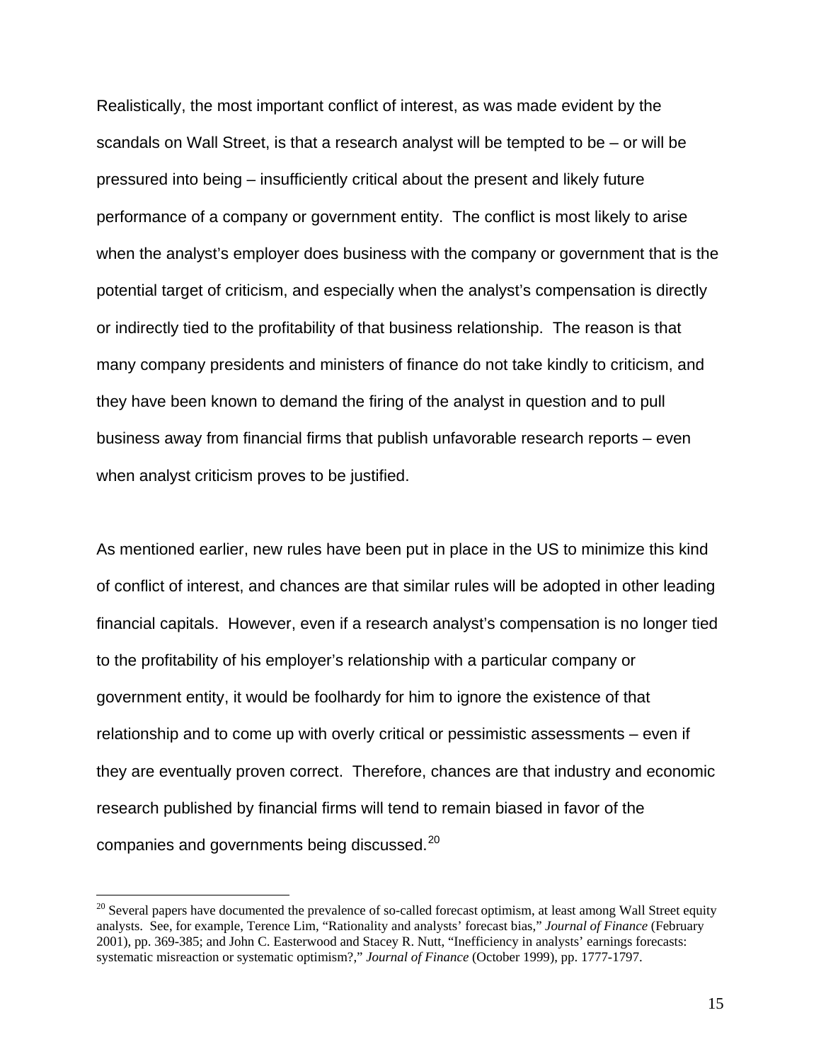Realistically, the most important conflict of interest, as was made evident by the scandals on Wall Street, is that a research analyst will be tempted to be – or will be pressured into being – insufficiently critical about the present and likely future performance of a company or government entity. The conflict is most likely to arise when the analyst's employer does business with the company or government that is the potential target of criticism, and especially when the analyst's compensation is directly or indirectly tied to the profitability of that business relationship. The reason is that many company presidents and ministers of finance do not take kindly to criticism, and they have been known to demand the firing of the analyst in question and to pull business away from financial firms that publish unfavorable research reports – even when analyst criticism proves to be justified.

As mentioned earlier, new rules have been put in place in the US to minimize this kind of conflict of interest, and chances are that similar rules will be adopted in other leading financial capitals. However, even if a research analyst's compensation is no longer tied to the profitability of his employer's relationship with a particular company or government entity, it would be foolhardy for him to ignore the existence of that relationship and to come up with overly critical or pessimistic assessments – even if they are eventually proven correct. Therefore, chances are that industry and economic research published by financial firms will tend to remain biased in favor of the companies and governments being discussed.[20]

---

[20] Several papers have documented the prevalence of so-called forecast optimism, at least among Wall Street equity analysts. See, for example, Terence Lim, "Rationality and analysts' forecast bias," *Journal of Finance* (February 2001), pp. 369-385; and John C. Easterwood and Stacey R. Nutt, "Inefficiency in analysts' earnings forecasts: systematic misreaction or systematic optimism?," *Journal of Finance* (October 1999), pp. 1777-1797.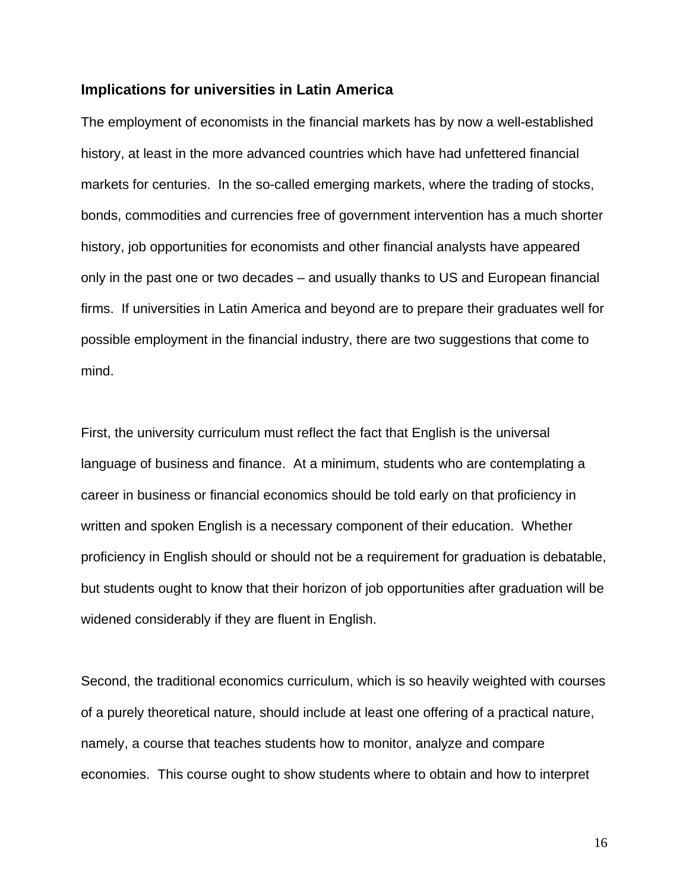## Implications for universities in Latin America

The employment of economists in the financial markets has by now a well-established history, at least in the more advanced countries which have had unfettered financial markets for centuries. In the so-called emerging markets, where the trading of stocks, bonds, commodities and currencies free of government intervention has a much shorter history, job opportunities for economists and other financial analysts have appeared only in the past one or two decades – and usually thanks to US and European financial firms. If universities in Latin America and beyond are to prepare their graduates well for possible employment in the financial industry, there are two suggestions that come to mind.

First, the university curriculum must reflect the fact that English is the universal language of business and finance. At a minimum, students who are contemplating a career in business or financial economics should be told early on that proficiency in written and spoken English is a necessary component of their education. Whether proficiency in English should or should not be a requirement for graduation is debatable, but students ought to know that their horizon of job opportunities after graduation will be widened considerably if they are fluent in English.

Second, the traditional economics curriculum, which is so heavily weighted with courses of a purely theoretical nature, should include at least one offering of a practical nature, namely, a course that teaches students how to monitor, analyze and compare economies. This course ought to show students where to obtain and how to interpret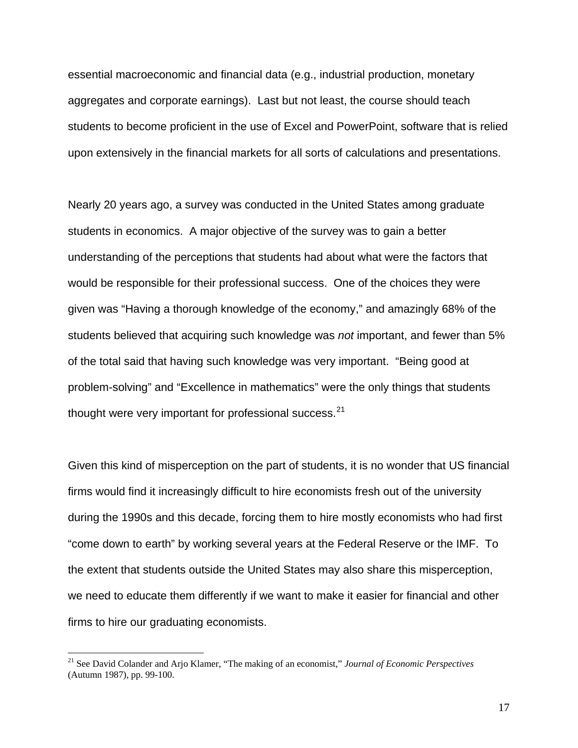essential macroeconomic and financial data (e.g., industrial production, monetary aggregates and corporate earnings). Last but not least, the course should teach students to become proficient in the use of Excel and PowerPoint, software that is relied upon extensively in the financial markets for all sorts of calculations and presentations.

Nearly 20 years ago, a survey was conducted in the United States among graduate students in economics. A major objective of the survey was to gain a better understanding of the perceptions that students had about what were the factors that would be responsible for their professional success. One of the choices they were given was "Having a thorough knowledge of the economy," and amazingly 68% of the students believed that acquiring such knowledge was *not* important, and fewer than 5% of the total said that having such knowledge was very important. "Being good at problem-solving" and "Excellence in mathematics" were the only things that students thought were very important for professional success.[21]

Given this kind of misperception on the part of students, it is no wonder that US financial firms would find it increasingly difficult to hire economists fresh out of the university during the 1990s and this decade, forcing them to hire mostly economists who had first "come down to earth" by working several years at the Federal Reserve or the IMF. To the extent that students outside the United States may also share this misperception, we need to educate them differently if we want to make it easier for financial and other firms to hire our graduating economists.

[21] See David Colander and Arjo Klamer, "The making of an economist," *Journal of Economic Perspectives* (Autumn 1987), pp. 99-100.